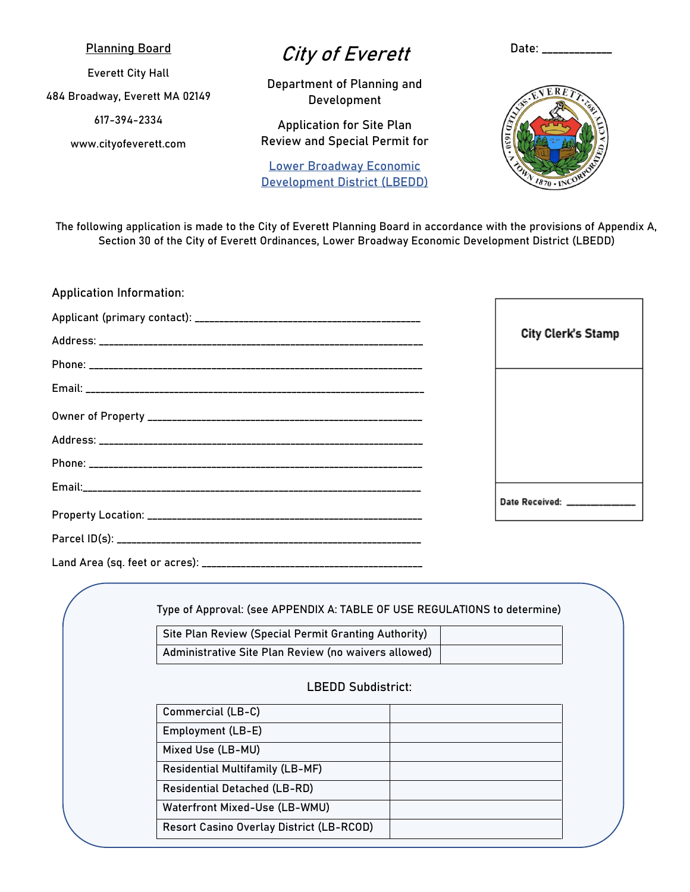**Planning Board**

Everett City Hall

484 Broadway, Everett MA 02149

617-394-2334

www.cityofeverett.com

# City of Everett

Department of Planning and Development

Application for Site Plan Review and Special Permit for

Lower Broadway Economic Development District (LBEDD)

Date: ___________

The following application is made to the City of Everett Planning Board in accordance with the provisions of Appendix A, Section 30 of the City of Everett Ordinances, Lower Broadway Economic Development District (LBEDD)

## Application Information:

Applicant (primary contact): ________________________________________

Address: ____________________________________________________________

Phone: ______________________________________________________________

Email: ______________________________________________________________

Owner of Property ____________________________________________________

Address: ____________________________________________________________

Phone: ______________________________________________________________

Email: ______________________________________________________________

Property Location: ____________________________________________________

Parcel ID(s): _________________________________________________________

Land Area (sq. feet or acres): ________________________________________

| City Clerk's Stamp |
|---|
| |
| Date Received: _____________ |

Type of Approval: (see APPENDIX A: TABLE OF USE REGULATIONS to determine)

| Site Plan Review (Special Permit Granting Authority) | |
|---|---|
| Administrative Site Plan Review (no waivers allowed) | |

LBEDD Subdistrict:

| Commercial (LB-C) | |
|---|---|
| Employment (LB-E) | |
| Mixed Use (LB-MU) | |
| Residential Multifamily (LB-MF) | |
| Residential Detached (LB-RD) | |
| Waterfront Mixed-Use (LB-WMU) | |
| Resort Casino Overlay District (LB-RCOD) | |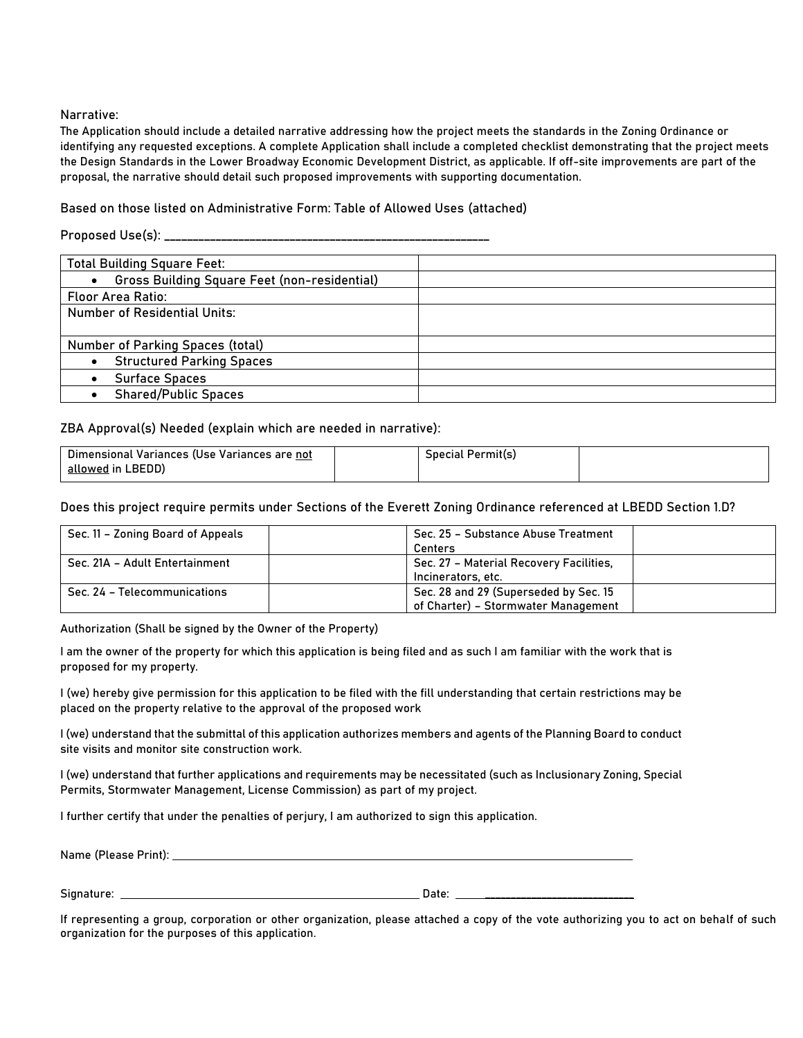Narrative:

The Application should include a detailed narrative addressing how the project meets the standards in the Zoning Ordinance or identifying any requested exceptions. A complete Application shall include a completed checklist demonstrating that the project meets the Design Standards in the Lower Broadway Economic Development District, as applicable. If off-site improvements are part of the proposal, the narrative should detail such proposed improvements with supporting documentation.

Based on those listed on Administrative Form: Table of Allowed Uses (attached)

Proposed Use(s): ________________________________________________________

| | |
|---|---|
| Total Building Square Feet: | |
| • Gross Building Square Feet (non-residential) | |
| Floor Area Ratio: | |
| Number of Residential Units: | |
| Number of Parking Spaces (total) | |
| • Structured Parking Spaces | |
| • Surface Spaces | |
| • Shared/Public Spaces | |

ZBA Approval(s) Needed (explain which are needed in narrative):

| | | | |
|---|---|---|---|
| Dimensional Variances (Use Variances are <u>not allowed</u> in LBEDD) | | Special Permit(s) | |

Does this project require permits under Sections of the Everett Zoning Ordinance referenced at LBEDD Section 1.D?

| | | | |
|---|---|---|---|
| Sec. 11 – Zoning Board of Appeals | | Sec. 25 – Substance Abuse Treatment Centers | |
| Sec. 21A – Adult Entertainment | | Sec. 27 – Material Recovery Facilities, Incinerators, etc. | |
| Sec. 24 – Telecommunications | | Sec. 28 and 29 (Superseded by Sec. 15 of Charter) – Stormwater Management | |

Authorization (Shall be signed by the Owner of the Property)

I am the owner of the property for which this application is being filed and as such I am familiar with the work that is proposed for my property.

I (we) hereby give permission for this application to be filed with the fill understanding that certain restrictions may be placed on the property relative to the approval of the proposed work

I (we) understand that the submittal of this application authorizes members and agents of the Planning Board to conduct site visits and monitor site construction work.

I (we) understand that further applications and requirements may be necessitated (such as Inclusionary Zoning, Special Permits, Stormwater Management, License Commission) as part of my project.

I further certify that under the penalties of perjury, I am authorized to sign this application.

Name (Please Print): ________________________________________________________

Signature: ________________________________________ Date: ______________________

If representing a group, corporation or other organization, please attached a copy of the vote authorizing you to act on behalf of such organization for the purposes of this application.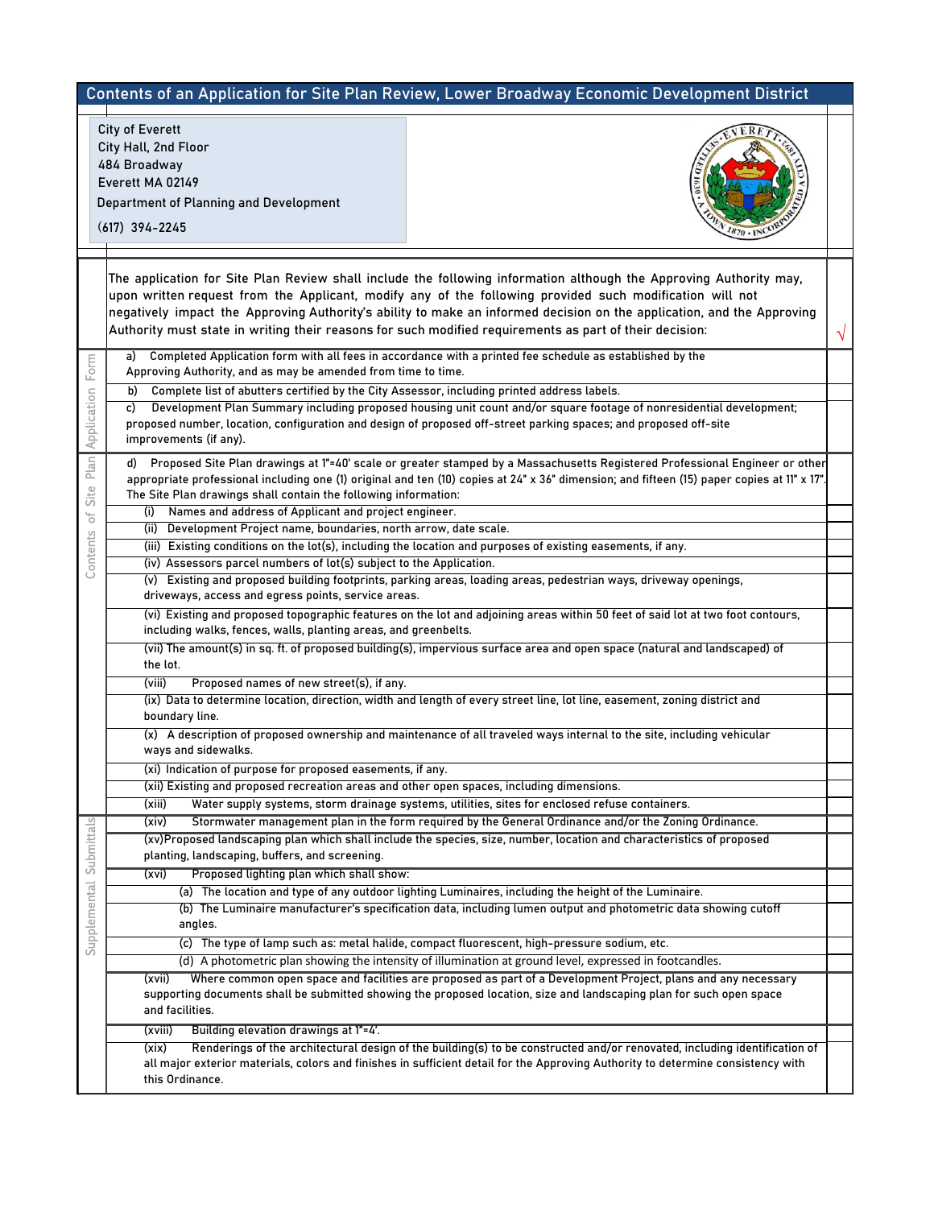# Contents of an Application for Site Plan Review, Lower Broadway Economic Development District

City of Everett
City Hall, 2nd Floor
484 Broadway
Everett MA 02149
Department of Planning and Development
(617) 394-2245

| Section | Item | √ |
|---|---|---|
| | The application for Site Plan Review shall include the following information although the Approving Authority may, upon written request from the Applicant, modify any of the following provided such modification will not negatively impact the Approving Authority's ability to make an informed decision on the application, and the Approving Authority must state in writing their reasons for such modified requirements as part of their decision: | √ |
| Application Form | a) Completed Application form with all fees in accordance with a printed fee schedule as established by the Approving Authority, and as may be amended from time to time. | |
| | b) Complete list of abutters certified by the City Assessor, including printed address labels. | |
| | c) Development Plan Summary including proposed housing unit count and/or square footage of nonresidential development; proposed number, location, configuration and design of proposed off-street parking spaces; and proposed off-site improvements (if any). | |
| Contents of Site Plan | d) Proposed Site Plan drawings at 1"=40' scale or greater stamped by a Massachusetts Registered Professional Engineer or other appropriate professional including one (1) original and ten (10) copies at 24" x 36" dimension; and fifteen (15) paper copies at 11" x 17". The Site Plan drawings shall contain the following information: | |
| | (i) Names and address of Applicant and project engineer. | |
| | (ii) Development Project name, boundaries, north arrow, date scale. | |
| | (iii) Existing conditions on the lot(s), including the location and purposes of existing easements, if any. | |
| | (iv) Assessors parcel numbers of lot(s) subject to the Application. | |
| | (v) Existing and proposed building footprints, parking areas, loading areas, pedestrian ways, driveway openings, driveways, access and egress points, service areas. | |
| | (vi) Existing and proposed topographic features on the lot and adjoining areas within 50 feet of said lot at two foot contours, including walks, fences, walls, planting areas, and greenbelts. | |
| | (vii) The amount(s) in sq. ft. of proposed building(s), impervious surface area and open space (natural and landscaped) of the lot. | |
| | (viii) Proposed names of new street(s), if any. | |
| | (ix) Data to determine location, direction, width and length of every street line, lot line, easement, zoning district and boundary line. | |
| | (x) A description of proposed ownership and maintenance of all traveled ways internal to the site, including vehicular ways and sidewalks. | |
| | (xi) Indication of purpose for proposed easements, if any. | |
| | (xii) Existing and proposed recreation areas and other open spaces, including dimensions. | |
| | (xiii) Water supply systems, storm drainage systems, utilities, sites for enclosed refuse containers. | |
| Supplemental Submittals | (xiv) Stormwater management plan in the form required by the General Ordinance and/or the Zoning Ordinance. | |
| | (xv) Proposed landscaping plan which shall include the species, size, number, location and characteristics of proposed planting, landscaping, buffers, and screening. | |
| | (xvi) Proposed lighting plan which shall show: | |
| | (a) The location and type of any outdoor lighting Luminaires, including the height of the Luminaire. | |
| | (b) The Luminaire manufacturer's specification data, including lumen output and photometric data showing cutoff angles. | |
| | (c) The type of lamp such as: metal halide, compact fluorescent, high-pressure sodium, etc. | |
| | (d) A photometric plan showing the intensity of illumination at ground level, expressed in footcandles. | |
| | (xvii) Where common open space and facilities are proposed as part of a Development Project, plans and any necessary supporting documents shall be submitted showing the proposed location, size and landscaping plan for such open space and facilities. | |
| | (xviii) Building elevation drawings at 1"=4'. | |
| | (xix) Renderings of the architectural design of the building(s) to be constructed and/or renovated, including identification of all major exterior materials, colors and finishes in sufficient detail for the Approving Authority to determine consistency with this Ordinance. | |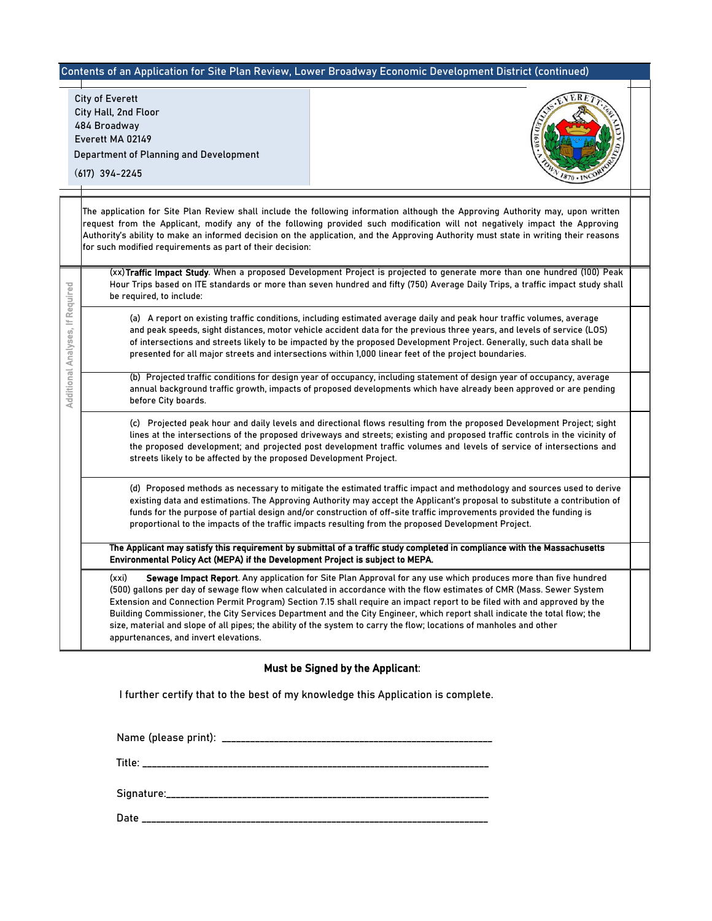## Contents of an Application for Site Plan Review, Lower Broadway Economic Development District (continued)

City of Everett
City Hall, 2nd Floor
484 Broadway
Everett MA 02149
Department of Planning and Development
(617) 394-2245

The application for Site Plan Review shall include the following information although the Approving Authority may, upon written request from the Applicant, modify any of the following provided such modification will not negatively impact the Approving Authority's ability to make an informed decision on the application, and the Approving Authority must state in writing their reasons for such modified requirements as part of their decision:

*Additional Analyses, If Required*

(xx) **Traffic Impact Study**. When a proposed Development Project is projected to generate more than one hundred (100) Peak Hour Trips based on ITE standards or more than seven hundred and fifty (750) Average Daily Trips, a traffic impact study shall be required, to include:

(a) A report on existing traffic conditions, including estimated average daily and peak hour traffic volumes, average and peak speeds, sight distances, motor vehicle accident data for the previous three years, and levels of service (LOS) of intersections and streets likely to be impacted by the proposed Development Project. Generally, such data shall be presented for all major streets and intersections within 1,000 linear feet of the project boundaries.

(b) Projected traffic conditions for design year of occupancy, including statement of design year of occupancy, average annual background traffic growth, impacts of proposed developments which have already been approved or are pending before City boards.

(c) Projected peak hour and daily levels and directional flows resulting from the proposed Development Project; sight lines at the intersections of the proposed driveways and streets; existing and proposed traffic controls in the vicinity of the proposed development; and projected post development traffic volumes and levels of service of intersections and streets likely to be affected by the proposed Development Project.

(d) Proposed methods as necessary to mitigate the estimated traffic impact and methodology and sources used to derive existing data and estimations. The Approving Authority may accept the Applicant's proposal to substitute a contribution of funds for the purpose of partial design and/or construction of off-site traffic improvements provided the funding is proportional to the impacts of the traffic impacts resulting from the proposed Development Project.

**The Applicant may satisfy this requirement by submittal of a traffic study completed in compliance with the Massachusetts Environmental Policy Act (MEPA) if the Development Project is subject to MEPA.**

(xxi) **Sewage Impact Report**. Any application for Site Plan Approval for any use which produces more than five hundred (500) gallons per day of sewage flow when calculated in accordance with the flow estimates of CMR (Mass. Sewer System Extension and Connection Permit Program) Section 7.15 shall require an impact report to be filed with and approved by the Building Commissioner, the City Services Department and the City Engineer, which report shall indicate the total flow; the size, material and slope of all pipes; the ability of the system to carry the flow; locations of manholes and other appurtenances, and invert elevations.

**Must be Signed by the Applicant**:

I further certify that to the best of my knowledge this Application is complete.

Name (please print): ____________________________________________

Title: ____________________________________________

Signature: ____________________________________________

Date ____________________________________________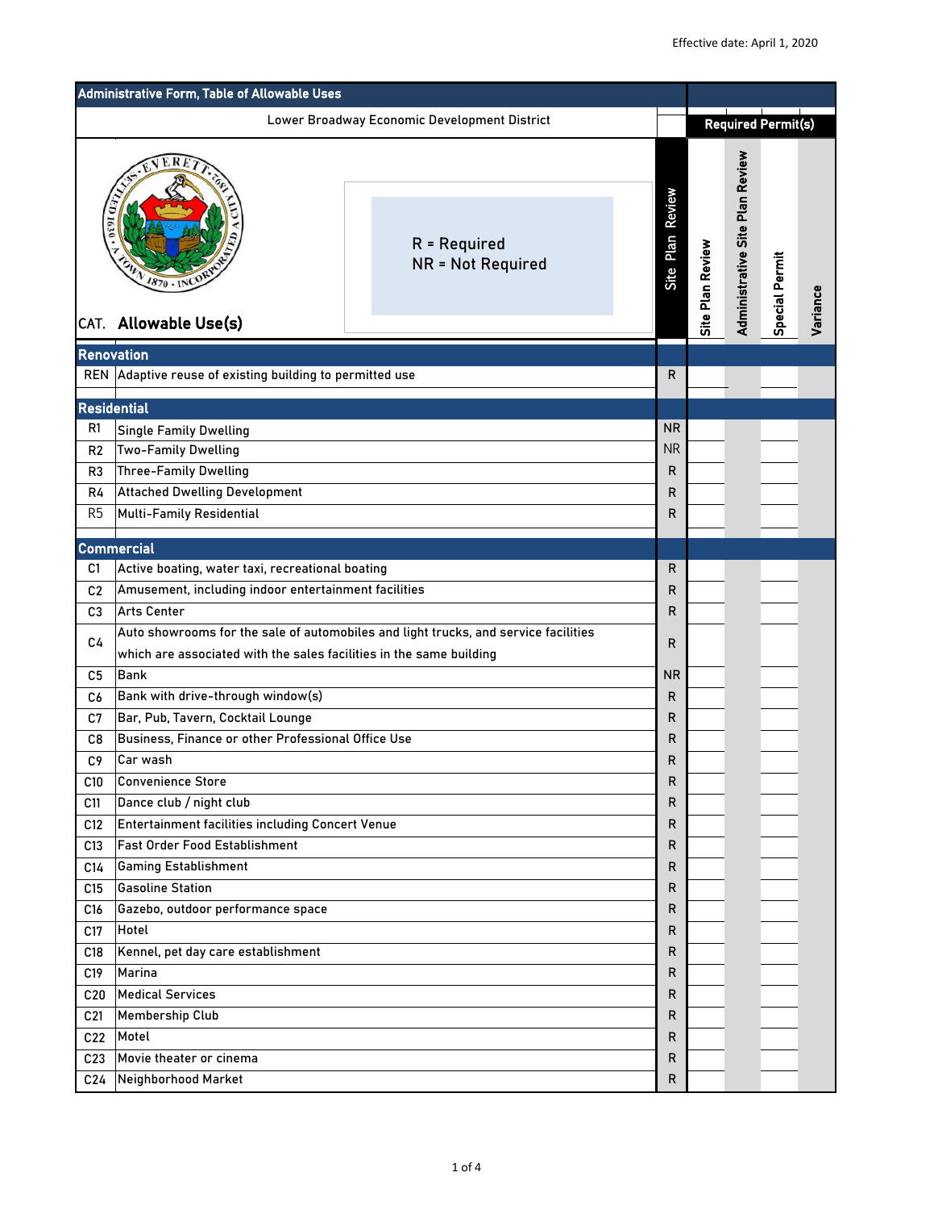Effective date: April 1, 2020

| Administrative Form, Table of Allowable Uses | | | | | | |
|---|---|---|---|---|---|---|
| Lower Broadway Economic Development District | | | Required Permit(s) | | | |
| R = Required<br>NR = Not Required | | | | | | |
| CAT. | Allowable Use(s) | Site Plan Review | Site Plan Review | Administrative Site Plan Review | Special Permit | Variance |
| **Renovation** | | | | | | |
| REN | Adaptive reuse of existing building to permitted use | R | | | | |
| **Residential** | | | | | | |
| R1 | Single Family Dwelling | NR | | | | |
| R2 | Two-Family Dwelling | NR | | | | |
| R3 | Three-Family Dwelling | R | | | | |
| R4 | Attached Dwelling Development | R | | | | |
| R5 | Multi-Family Residential | R | | | | |
| **Commercial** | | | | | | |
| C1 | Active boating, water taxi, recreational boating | R | | | | |
| C2 | Amusement, including indoor entertainment facilities | R | | | | |
| C3 | Arts Center | R | | | | |
| C4 | Auto showrooms for the sale of automobiles and light trucks, and service facilities which are associated with the sales facilities in the same building | R | | | | |
| C5 | Bank | NR | | | | |
| C6 | Bank with drive-through window(s) | R | | | | |
| C7 | Bar, Pub, Tavern, Cocktail Lounge | R | | | | |
| C8 | Business, Finance or other Professional Office Use | R | | | | |
| C9 | Car wash | R | | | | |
| C10 | Convenience Store | R | | | | |
| C11 | Dance club / night club | R | | | | |
| C12 | Entertainment facilities including Concert Venue | R | | | | |
| C13 | Fast Order Food Establishment | R | | | | |
| C14 | Gaming Establishment | R | | | | |
| C15 | Gasoline Station | R | | | | |
| C16 | Gazebo, outdoor performance space | R | | | | |
| C17 | Hotel | R | | | | |
| C18 | Kennel, pet day care establishment | R | | | | |
| C19 | Marina | R | | | | |
| C20 | Medical Services | R | | | | |
| C21 | Membership Club | R | | | | |
| C22 | Motel | R | | | | |
| C23 | Movie theater or cinema | R | | | | |
| C24 | Neighborhood Market | R | | | | |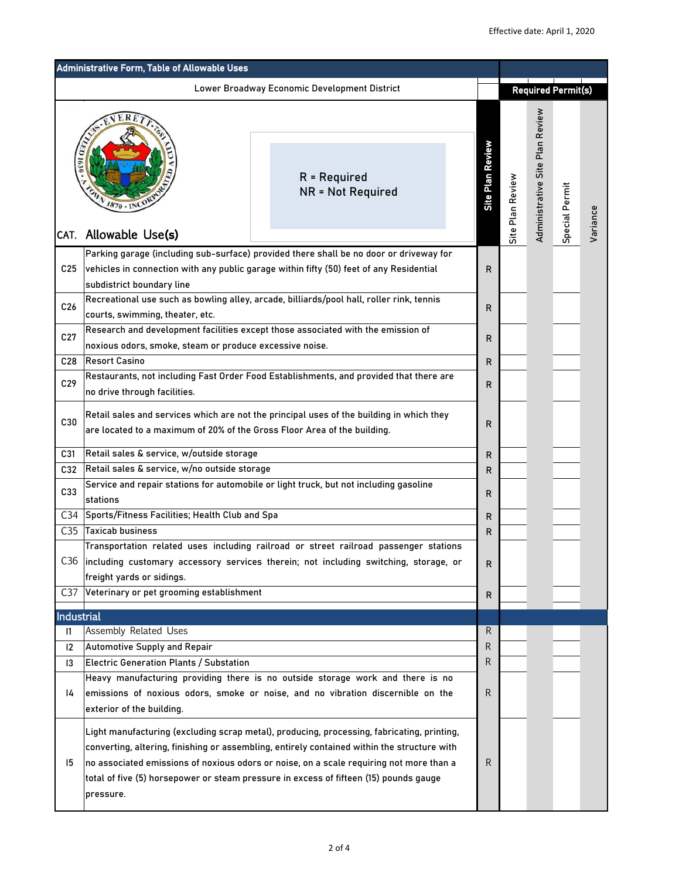Effective date: April 1, 2020

| **Administrative Form, Table of Allowable Uses** | | | | | | |
|---|---|---|---|---|---|---|
| Lower Broadway Economic Development District | | | **Required Permit(s)** | | | |
| R = Required<br>NR = Not Required | | | | | | |
| CAT. | Allowable Use(s) | **Site Plan Review** | Site Plan Review | Administrative Site Plan Review | Special Permit | Variance |
| C25 | Parking garage (including sub-surface) provided there shall be no door or driveway for vehicles in connection with any public garage within fifty (50) feet of any Residential subdistrict boundary line | R | | | | |
| C26 | Recreational use such as bowling alley, arcade, billiards/pool hall, roller rink, tennis courts, swimming, theater, etc. | R | | | | |
| C27 | Research and development facilities except those associated with the emission of noxious odors, smoke, steam or produce excessive noise. | R | | | | |
| C28 | Resort Casino | R | | | | |
| C29 | Restaurants, not including Fast Order Food Establishments, and provided that there are no drive through facilities. | R | | | | |
| C30 | Retail sales and services which are not the principal uses of the building in which they are located to a maximum of 20% of the Gross Floor Area of the building. | R | | | | |
| C31 | Retail sales & service, w/outside storage | R | | | | |
| C32 | Retail sales & service, w/no outside storage | R | | | | |
| C33 | Service and repair stations for automobile or light truck, but not including gasoline stations | R | | | | |
| C34 | Sports/Fitness Facilities; Health Club and Spa | R | | | | |
| C35 | Taxicab business | R | | | | |
| C36 | Transportation related uses including railroad or street railroad passenger stations including customary accessory services therein; not including switching, storage, or freight yards or sidings. | R | | | | |
| C37 | Veterinary or pet grooming establishment | R | | | | |
| **Industrial** | | | | | | |
| I1 | Assembly Related Uses | R | | | | |
| I2 | Automotive Supply and Repair | R | | | | |
| I3 | Electric Generation Plants / Substation | R | | | | |
| I4 | Heavy manufacturing providing there is no outside storage work and there is no emissions of noxious odors, smoke or noise, and no vibration discernible on the exterior of the building. | R | | | | |
| I5 | Light manufacturing (excluding scrap metal), producing, processing, fabricating, printing, converting, altering, finishing or assembling, entirely contained within the structure with no associated emissions of noxious odors or noise, on a scale requiring not more than a total of five (5) horsepower or steam pressure in excess of fifteen (15) pounds gauge pressure. | R | | | | |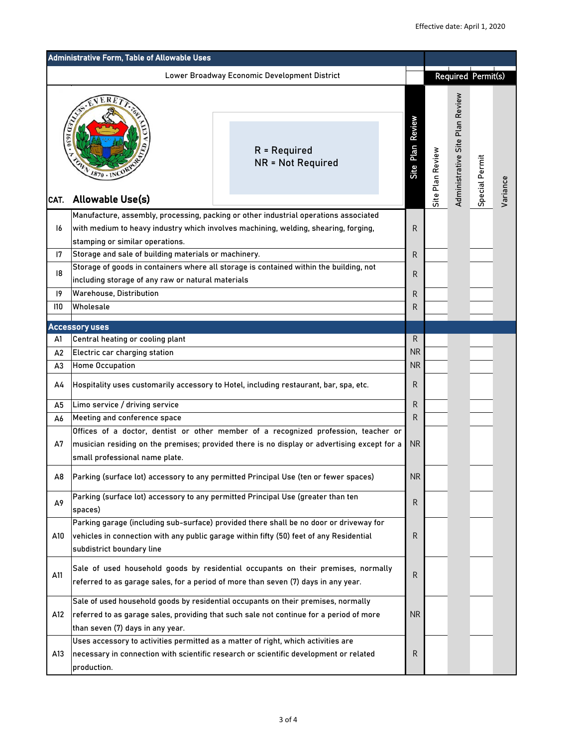Effective date: April 1, 2020

| Administrative Form, Table of Allowable Uses | | | | | | | |
|---|---|---|---|---|---|---|---|
| Lower Broadway Economic Development District | | | Required Permit(s) | | | | |
| R = Required<br>NR = Not Required | | | | | | | |
| CAT. | Allowable Use(s) | Site Plan Review | Site Plan Review | Administrative Site Plan Review | Special Permit | Variance |
| I6 | Manufacture, assembly, processing, packing or other industrial operations associated with medium to heavy industry which involves machining, welding, shearing, forging, stamping or similar operations. | R | | | | |
| I7 | Storage and sale of building materials or machinery. | R | | | | |
| I8 | Storage of goods in containers where all storage is contained within the building, not including storage of any raw or natural materials | R | | | | |
| I9 | Warehouse, Distribution | R | | | | |
| I10 | Wholesale | R | | | | |
| **Accessory uses** | | | | | | |
| A1 | Central heating or cooling plant | R | | | | |
| A2 | Electric car charging station | NR | | | | |
| A3 | Home Occupation | NR | | | | |
| A4 | Hospitality uses customarily accessory to Hotel, including restaurant, bar, spa, etc. | R | | | | |
| A5 | Limo service / driving service | R | | | | |
| A6 | Meeting and conference space | R | | | | |
| A7 | Offices of a doctor, dentist or other member of a recognized profession, teacher or musician residing on the premises; provided there is no display or advertising except for a small professional name plate. | NR | | | | |
| A8 | Parking (surface lot) accessory to any permitted Principal Use (ten or fewer spaces) | NR | | | | |
| A9 | Parking (surface lot) accessory to any permitted Principal Use (greater than ten spaces) | R | | | | |
| A10 | Parking garage (including sub-surface) provided there shall be no door or driveway for vehicles in connection with any public garage within fifty (50) feet of any Residential subdistrict boundary line | R | | | | |
| A11 | Sale of used household goods by residential occupants on their premises, normally referred to as garage sales, for a period of more than seven (7) days in any year. | R | | | | |
| A12 | Sale of used household goods by residential occupants on their premises, normally referred to as garage sales, providing that such sale not continue for a period of more than seven (7) days in any year. | NR | | | | |
| A13 | Uses accessory to activities permitted as a matter of right, which activities are necessary in connection with scientific research or scientific development or related production. | R | | | | |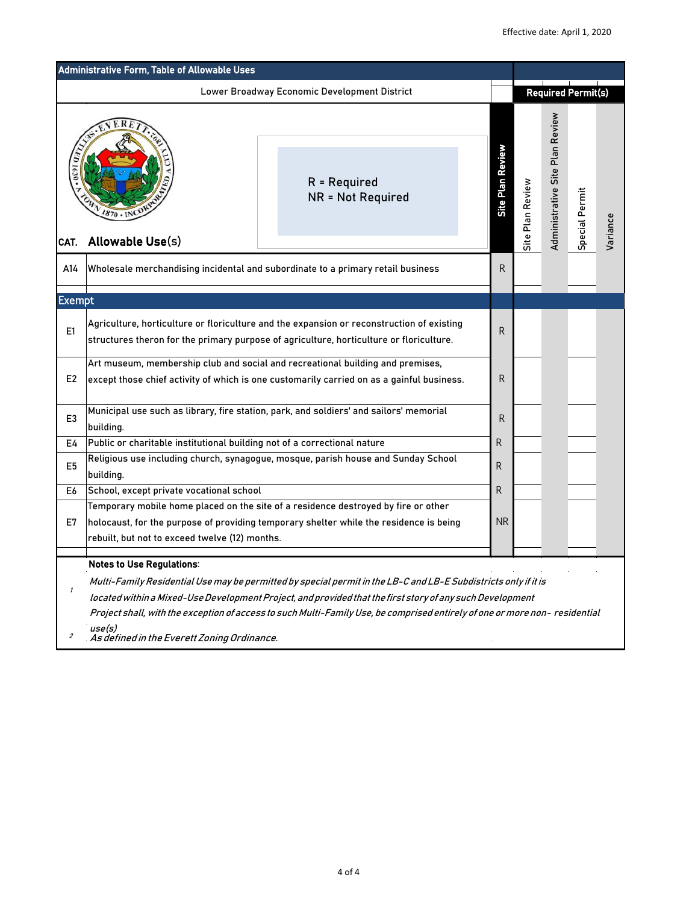Effective date: April 1, 2020

| Administrative Form, Table of Allowable Uses | | | | | | |
|---|---|---|---|---|---|---|
| Lower Broadway Economic Development District | | | Required Permit(s) | | | |
| CAT. | Allowable Use(s) R = Required NR = Not Required | Site Plan Review | Site Plan Review | Administrative Site Plan Review | Special Permit | Variance |
| A14 | Wholesale merchandising incidental and subordinate to a primary retail business | R | | | | |
| **Exempt** | | | | | | |
| E1 | Agriculture, horticulture or floriculture and the expansion or reconstruction of existing structures theron for the primary purpose of agriculture, horticulture or floriculture. | R | | | | |
| E2 | Art museum, membership club and social and recreational building and premises, except those chief activity of which is one customarily carried on as a gainful business. | R | | | | |
| E3 | Municipal use such as library, fire station, park, and soldiers' and sailors' memorial building. | R | | | | |
| E4 | Public or charitable institutional building not of a correctional nature | R | | | | |
| E5 | Religious use including church, synagogue, mosque, parish house and Sunday School building. | R | | | | |
| E6 | School, except private vocational school | R | | | | |
| E7 | Temporary mobile home placed on the site of a residence destroyed by fire or other holocaust, for the purpose of providing temporary shelter while the residence is being rebuilt, but not to exceed twelve (12) months. | NR | | | | |

**Notes to Use Regulations**:

1 *Multi-Family Residential Use may be permitted by special permit in the LB-C and LB-E Subdistricts only if it is located within a Mixed-Use Development Project, and provided that the first story of any such Development Project shall, with the exception of access to such Multi-Family Use, be comprised entirely of one or more non- residential use(s)*

2 *As defined in the Everett Zoning Ordinance.*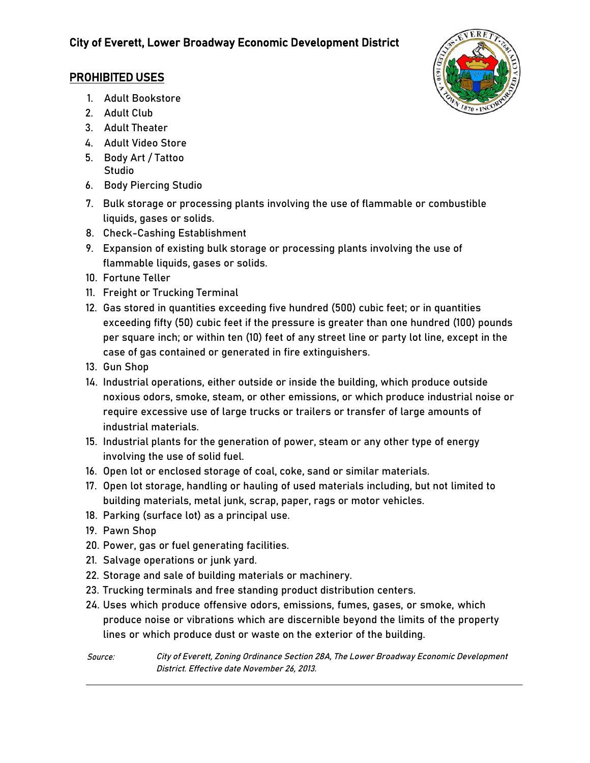## City of Everett, Lower Broadway Economic Development District

### PROHIBITED USES

1. Adult Bookstore
2. Adult Club
3. Adult Theater
4. Adult Video Store
5. Body Art / Tattoo Studio
6. Body Piercing Studio
7. Bulk storage or processing plants involving the use of flammable or combustible liquids, gases or solids.
8. Check-Cashing Establishment
9. Expansion of existing bulk storage or processing plants involving the use of flammable liquids, gases or solids.
10. Fortune Teller
11. Freight or Trucking Terminal
12. Gas stored in quantities exceeding five hundred (500) cubic feet; or in quantities exceeding fifty (50) cubic feet if the pressure is greater than one hundred (100) pounds per square inch; or within ten (10) feet of any street line or party lot line, except in the case of gas contained or generated in fire extinguishers.
13. Gun Shop
14. Industrial operations, either outside or inside the building, which produce outside noxious odors, smoke, steam, or other emissions, or which produce industrial noise or require excessive use of large trucks or trailers or transfer of large amounts of industrial materials.
15. Industrial plants for the generation of power, steam or any other type of energy involving the use of solid fuel.
16. Open lot or enclosed storage of coal, coke, sand or similar materials.
17. Open lot storage, handling or hauling of used materials including, but not limited to building materials, metal junk, scrap, paper, rags or motor vehicles.
18. Parking (surface lot) as a principal use.
19. Pawn Shop
20. Power, gas or fuel generating facilities.
21. Salvage operations or junk yard.
22. Storage and sale of building materials or machinery.
23. Trucking terminals and free standing product distribution centers.
24. Uses which produce offensive odors, emissions, fumes, gases, or smoke, which produce noise or vibrations which are discernible beyond the limits of the property lines or which produce dust or waste on the exterior of the building.

*Source:* *City of Everett, Zoning Ordinance Section 28A, The Lower Broadway Economic Development District. Effective date November 26, 2013.*